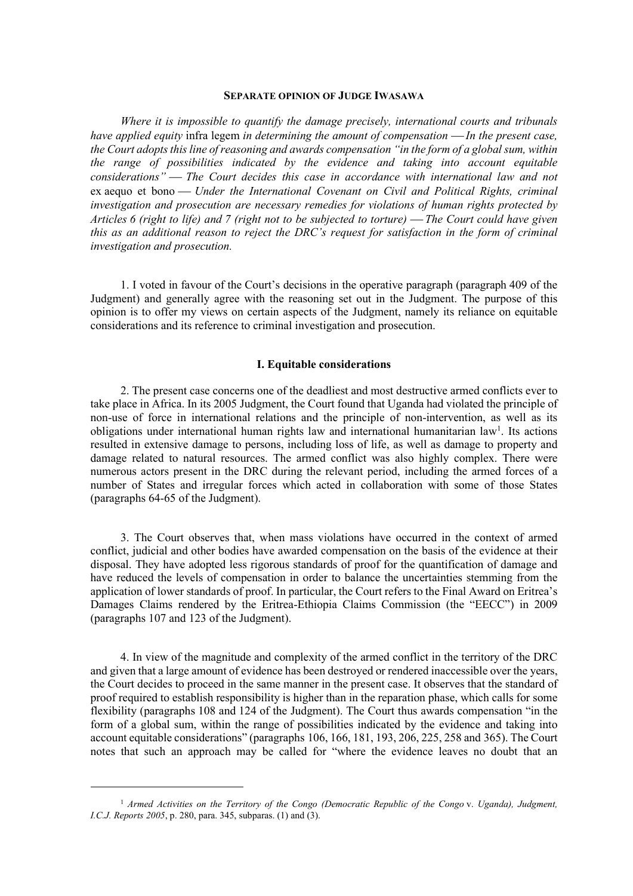**SEPARATE OPINION OF JUDGE IWASAWA**

*Where it is impossible to quantify the damage precisely, international courts and tribunals have applied equity* infra legem *in determining the amount of compensation — In the present case, the Court adopts this line of reasoning and awards compensation "in the form of a global sum, within the range of possibilities indicated by the evidence and taking into account equitable considerations" — The Court decides this case in accordance with international law and not* ex aequo et bono *— Under the International Covenant on Civil and Political Rights, criminal investigation and prosecution are necessary remedies for violations of human rights protected by Articles 6 (right to life) and 7 (right not to be subjected to torture) — The Court could have given this as an additional reason to reject the DRC's request for satisfaction in the form of criminal investigation and prosecution.*

1. I voted in favour of the Court's decisions in the operative paragraph (paragraph 409 of the Judgment) and generally agree with the reasoning set out in the Judgment. The purpose of this opinion is to offer my views on certain aspects of the Judgment, namely its reliance on equitable considerations and its reference to criminal investigation and prosecution.

## I. Equitable considerations

2. The present case concerns one of the deadliest and most destructive armed conflicts ever to take place in Africa. In its 2005 Judgment, the Court found that Uganda had violated the principle of non-use of force in international relations and the principle of non-intervention, as well as its obligations under international human rights law and international humanitarian law[1]. Its actions resulted in extensive damage to persons, including loss of life, as well as damage to property and damage related to natural resources. The armed conflict was also highly complex. There were numerous actors present in the DRC during the relevant period, including the armed forces of a number of States and irregular forces which acted in collaboration with some of those States (paragraphs 64-65 of the Judgment).

3. The Court observes that, when mass violations have occurred in the context of armed conflict, judicial and other bodies have awarded compensation on the basis of the evidence at their disposal. They have adopted less rigorous standards of proof for the quantification of damage and have reduced the levels of compensation in order to balance the uncertainties stemming from the application of lower standards of proof. In particular, the Court refers to the Final Award on Eritrea's Damages Claims rendered by the Eritrea-Ethiopia Claims Commission (the "EECC") in 2009 (paragraphs 107 and 123 of the Judgment).

4. In view of the magnitude and complexity of the armed conflict in the territory of the DRC and given that a large amount of evidence has been destroyed or rendered inaccessible over the years, the Court decides to proceed in the same manner in the present case. It observes that the standard of proof required to establish responsibility is higher than in the reparation phase, which calls for some flexibility (paragraphs 108 and 124 of the Judgment). The Court thus awards compensation "in the form of a global sum, within the range of possibilities indicated by the evidence and taking into account equitable considerations" (paragraphs 106, 166, 181, 193, 206, 225, 258 and 365). The Court notes that such an approach may be called for "where the evidence leaves no doubt that an

---

[1] *Armed Activities on the Territory of the Congo (Democratic Republic of the Congo* v. *Uganda), Judgment, I.C.J. Reports 2005*, p. 280, para. 345, subparas. (1) and (3).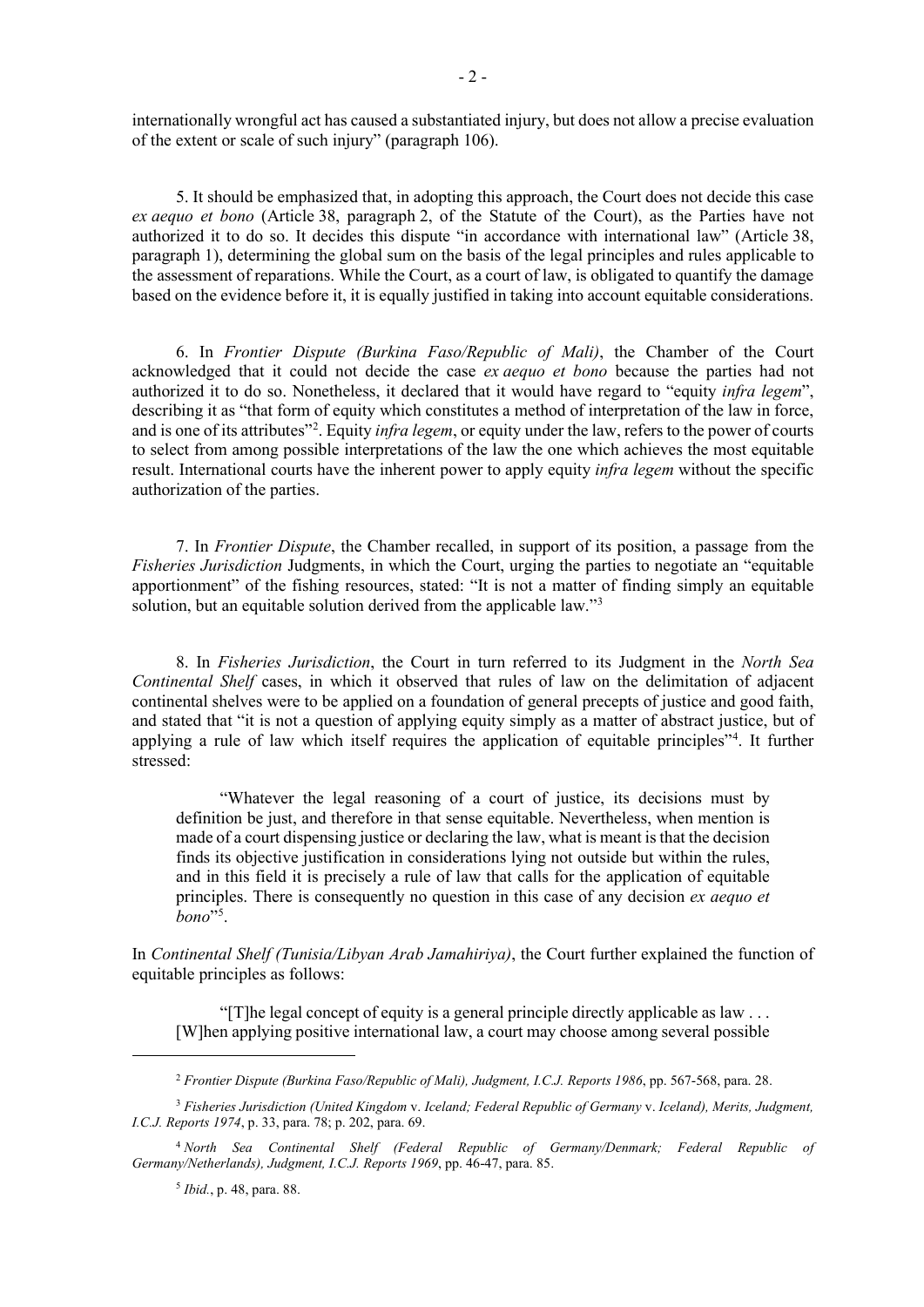internationally wrongful act has caused a substantiated injury, but does not allow a precise evaluation of the extent or scale of such injury" (paragraph 106).

5. It should be emphasized that, in adopting this approach, the Court does not decide this case *ex aequo et bono* (Article 38, paragraph 2, of the Statute of the Court), as the Parties have not authorized it to do so. It decides this dispute "in accordance with international law" (Article 38, paragraph 1), determining the global sum on the basis of the legal principles and rules applicable to the assessment of reparations. While the Court, as a court of law, is obligated to quantify the damage based on the evidence before it, it is equally justified in taking into account equitable considerations.

6. In *Frontier Dispute (Burkina Faso/Republic of Mali)*, the Chamber of the Court acknowledged that it could not decide the case *ex aequo et bono* because the parties had not authorized it to do so. Nonetheless, it declared that it would have regard to "equity *infra legem*", describing it as "that form of equity which constitutes a method of interpretation of the law in force, and is one of its attributes"[2]. Equity *infra legem*, or equity under the law, refers to the power of courts to select from among possible interpretations of the law the one which achieves the most equitable result. International courts have the inherent power to apply equity *infra legem* without the specific authorization of the parties.

7. In *Frontier Dispute*, the Chamber recalled, in support of its position, a passage from the *Fisheries Jurisdiction* Judgments, in which the Court, urging the parties to negotiate an "equitable apportionment" of the fishing resources, stated: "It is not a matter of finding simply an equitable solution, but an equitable solution derived from the applicable law."[3]

8. In *Fisheries Jurisdiction*, the Court in turn referred to its Judgment in the *North Sea Continental Shelf* cases, in which it observed that rules of law on the delimitation of adjacent continental shelves were to be applied on a foundation of general precepts of justice and good faith, and stated that "it is not a question of applying equity simply as a matter of abstract justice, but of applying a rule of law which itself requires the application of equitable principles"[4]. It further stressed:

> "Whatever the legal reasoning of a court of justice, its decisions must by definition be just, and therefore in that sense equitable. Nevertheless, when mention is made of a court dispensing justice or declaring the law, what is meant is that the decision finds its objective justification in considerations lying not outside but within the rules, and in this field it is precisely a rule of law that calls for the application of equitable principles. There is consequently no question in this case of any decision *ex aequo et bono*"[5].

In *Continental Shelf (Tunisia/Libyan Arab Jamahiriya)*, the Court further explained the function of equitable principles as follows:

> "[T]he legal concept of equity is a general principle directly applicable as law . . . [W]hen applying positive international law, a court may choose among several possible

---

[2] *Frontier Dispute (Burkina Faso/Republic of Mali), Judgment, I.C.J. Reports 1986*, pp. 567-568, para. 28.

[3] *Fisheries Jurisdiction (United Kingdom* v. *Iceland; Federal Republic of Germany* v. *Iceland), Merits, Judgment, I.C.J. Reports 1974*, p. 33, para. 78; p. 202, para. 69.

[4] *North Sea Continental Shelf (Federal Republic of Germany/Denmark; Federal Republic of Germany/Netherlands), Judgment, I.C.J. Reports 1969*, pp. 46-47, para. 85.

[5] *Ibid.*, p. 48, para. 88.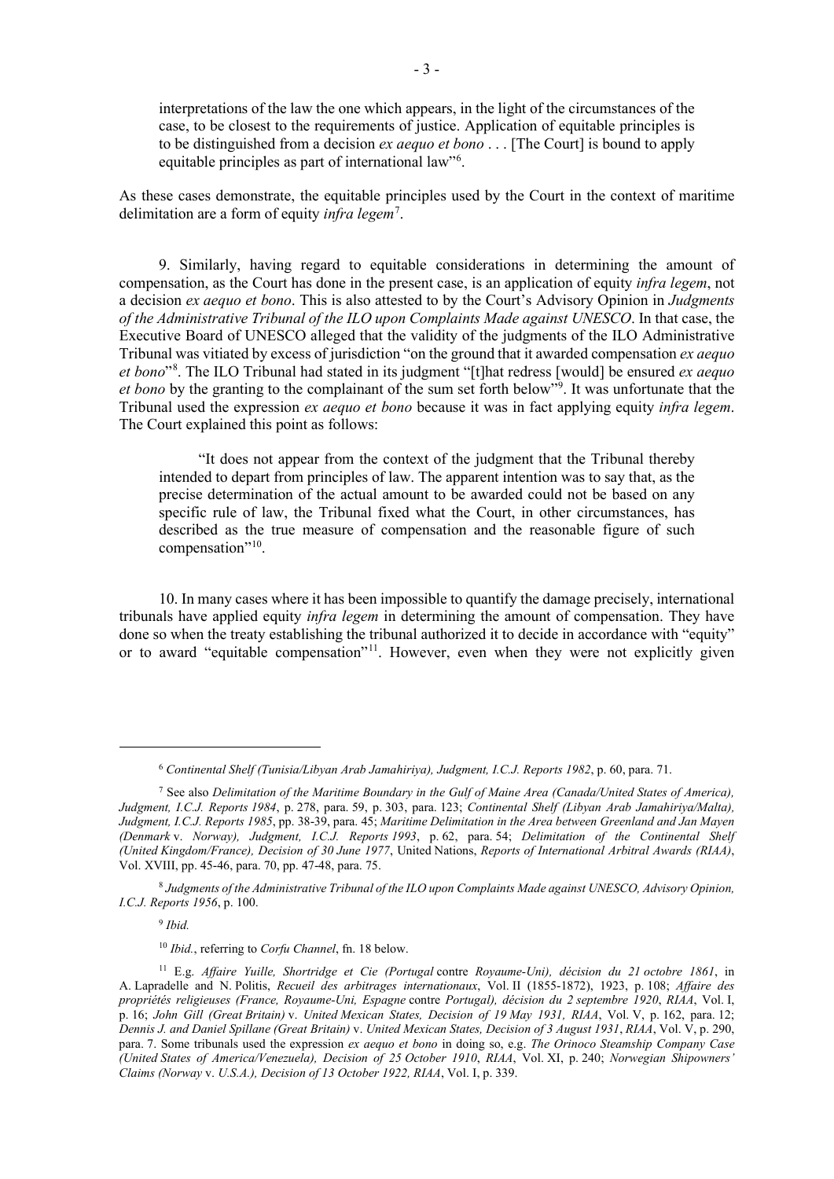> interpretations of the law the one which appears, in the light of the circumstances of the case, to be closest to the requirements of justice. Application of equitable principles is to be distinguished from a decision *ex aequo et bono* . . . [The Court] is bound to apply equitable principles as part of international law"[6].

As these cases demonstrate, the equitable principles used by the Court in the context of maritime delimitation are a form of equity *infra legem*[7].

9. Similarly, having regard to equitable considerations in determining the amount of compensation, as the Court has done in the present case, is an application of equity *infra legem*, not a decision *ex aequo et bono*. This is also attested to by the Court's Advisory Opinion in *Judgments of the Administrative Tribunal of the ILO upon Complaints Made against UNESCO*. In that case, the Executive Board of UNESCO alleged that the validity of the judgments of the ILO Administrative Tribunal was vitiated by excess of jurisdiction "on the ground that it awarded compensation *ex aequo et bono*"[8]. The ILO Tribunal had stated in its judgment "[t]hat redress [would] be ensured *ex aequo et bono* by the granting to the complainant of the sum set forth below"[9]. It was unfortunate that the Tribunal used the expression *ex aequo et bono* because it was in fact applying equity *infra legem*. The Court explained this point as follows:

> "It does not appear from the context of the judgment that the Tribunal thereby intended to depart from principles of law. The apparent intention was to say that, as the precise determination of the actual amount to be awarded could not be based on any specific rule of law, the Tribunal fixed what the Court, in other circumstances, has described as the true measure of compensation and the reasonable figure of such compensation"[10].

10. In many cases where it has been impossible to quantify the damage precisely, international tribunals have applied equity *infra legem* in determining the amount of compensation. They have done so when the treaty establishing the tribunal authorized it to decide in accordance with "equity" or to award "equitable compensation"[11]. However, even when they were not explicitly given

---

[6] *Continental Shelf (Tunisia/Libyan Arab Jamahiriya), Judgment, I.C.J. Reports 1982*, p. 60, para. 71.

[7] See also *Delimitation of the Maritime Boundary in the Gulf of Maine Area (Canada/United States of America), Judgment, I.C.J. Reports 1984*, p. 278, para. 59, p. 303, para. 123; *Continental Shelf (Libyan Arab Jamahiriya/Malta), Judgment, I.C.J. Reports 1985*, pp. 38-39, para. 45; *Maritime Delimitation in the Area between Greenland and Jan Mayen (Denmark* v. *Norway), Judgment, I.C.J. Reports 1993*, p. 62, para. 54; *Delimitation of the Continental Shelf (United Kingdom/France), Decision of 30 June 1977*, United Nations, *Reports of International Arbitral Awards (RIAA)*, Vol. XVIII, pp. 45-46, para. 70, pp. 47-48, para. 75.

[8] *Judgments of the Administrative Tribunal of the ILO upon Complaints Made against UNESCO, Advisory Opinion, I.C.J. Reports 1956*, p. 100.

[9] *Ibid.*

[10] *Ibid.*, referring to *Corfu Channel*, fn. 18 below.

[11] E.g. *Affaire Yuille, Shortridge et Cie (Portugal* contre *Royaume-Uni), décision du 21 octobre 1861*, in A. Lapradelle and N. Politis, *Recueil des arbitrages internationaux*, Vol. II (1855-1872), 1923, p. 108; *Affaire des propriétés religieuses (France, Royaume-Uni, Espagne* contre *Portugal), décision du 2 septembre 1920*, *RIAA*, Vol. I, p. 16; *John Gill (Great Britain)* v. *United Mexican States, Decision of 19 May 1931, RIAA*, Vol. V, p. 162, para. 12; *Dennis J. and Daniel Spillane (Great Britain)* v. *United Mexican States, Decision of 3 August 1931*, *RIAA*, Vol. V, p. 290, para. 7. Some tribunals used the expression *ex aequo et bono* in doing so, e.g. *The Orinoco Steamship Company Case (United States of America/Venezuela), Decision of 25 October 1910*, *RIAA*, Vol. XI, p. 240; *Norwegian Shipowners' Claims (Norway* v. *U.S.A.), Decision of 13 October 1922, RIAA*, Vol. I, p. 339.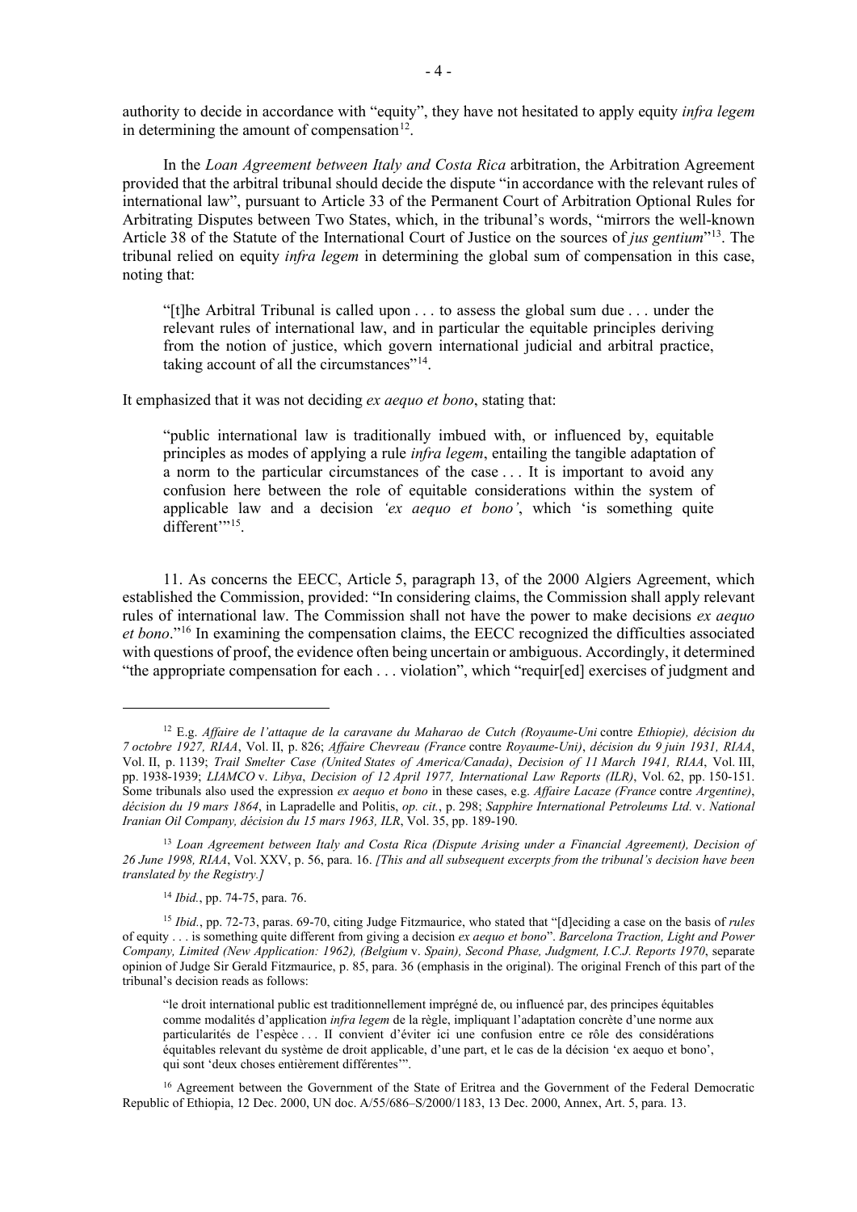authority to decide in accordance with "equity", they have not hesitated to apply equity *infra legem* in determining the amount of compensation[12].

In the *Loan Agreement between Italy and Costa Rica* arbitration, the Arbitration Agreement provided that the arbitral tribunal should decide the dispute "in accordance with the relevant rules of international law", pursuant to Article 33 of the Permanent Court of Arbitration Optional Rules for Arbitrating Disputes between Two States, which, in the tribunal's words, "mirrors the well-known Article 38 of the Statute of the International Court of Justice on the sources of *jus gentium*"[13]. The tribunal relied on equity *infra legem* in determining the global sum of compensation in this case, noting that:

> "[t]he Arbitral Tribunal is called upon . . . to assess the global sum due . . . under the relevant rules of international law, and in particular the equitable principles deriving from the notion of justice, which govern international judicial and arbitral practice, taking account of all the circumstances"[14].

It emphasized that it was not deciding *ex aequo et bono*, stating that:

> "public international law is traditionally imbued with, or influenced by, equitable principles as modes of applying a rule *infra legem*, entailing the tangible adaptation of a norm to the particular circumstances of the case . . . It is important to avoid any confusion here between the role of equitable considerations within the system of applicable law and a decision *'ex aequo et bono'*, which 'is something quite different'"[15].

11. As concerns the EECC, Article 5, paragraph 13, of the 2000 Algiers Agreement, which established the Commission, provided: "In considering claims, the Commission shall apply relevant rules of international law. The Commission shall not have the power to make decisions *ex aequo et bono*."[16] In examining the compensation claims, the EECC recognized the difficulties associated with questions of proof, the evidence often being uncertain or ambiguous. Accordingly, it determined "the appropriate compensation for each . . . violation", which "requir[ed] exercises of judgment and

---

[12] E.g. *Affaire de l'attaque de la caravane du Maharao de Cutch (Royaume-Uni* contre *Ethiopie), décision du 7 octobre 1927, RIAA*, Vol. II, p. 826; *Affaire Chevreau (France* contre *Royaume-Uni)*, *décision du 9 juin 1931, RIAA*, Vol. II, p. 1139; *Trail Smelter Case (United States of America/Canada)*, *Decision of 11 March 1941, RIAA*, Vol. III, pp. 1938-1939; *LIAMCO* v. *Libya*, *Decision of 12 April 1977, International Law Reports (ILR)*, Vol. 62, pp. 150-151. Some tribunals also used the expression *ex aequo et bono* in these cases, e.g. *Affaire Lacaze (France* contre *Argentine)*, *décision du 19 mars 1864*, in Lapradelle and Politis, *op. cit.*, p. 298; *Sapphire International Petroleums Ltd.* v. *National Iranian Oil Company, décision du 15 mars 1963, ILR*, Vol. 35, pp. 189-190.

[13] *Loan Agreement between Italy and Costa Rica (Dispute Arising under a Financial Agreement), Decision of 26 June 1998, RIAA*, Vol. XXV, p. 56, para. 16. *[This and all subsequent excerpts from the tribunal's decision have been translated by the Registry.]*

[14] *Ibid.*, pp. 74-75, para. 76.

[15] *Ibid.*, pp. 72-73, paras. 69-70, citing Judge Fitzmaurice, who stated that "[d]eciding a case on the basis of *rules* of equity . . . is something quite different from giving a decision *ex aequo et bono*". *Barcelona Traction, Light and Power Company, Limited (New Application: 1962), (Belgium* v. *Spain), Second Phase, Judgment, I.C.J. Reports 1970*, separate opinion of Judge Sir Gerald Fitzmaurice, p. 85, para. 36 (emphasis in the original). The original French of this part of the tribunal's decision reads as follows:

> "le droit international public est traditionnellement imprégné de, ou influencé par, des principes équitables comme modalités d'application *infra legem* de la règle, impliquant l'adaptation concrète d'une norme aux particularités de l'espèce . . . Il convient d'éviter ici une confusion entre ce rôle des considérations équitables relevant du système de droit applicable, d'une part, et le cas de la décision 'ex aequo et bono', qui sont 'deux choses entièrement différentes'".

[16] Agreement between the Government of the State of Eritrea and the Government of the Federal Democratic Republic of Ethiopia, 12 Dec. 2000, UN doc. A/55/686–S/2000/1183, 13 Dec. 2000, Annex, Art. 5, para. 13.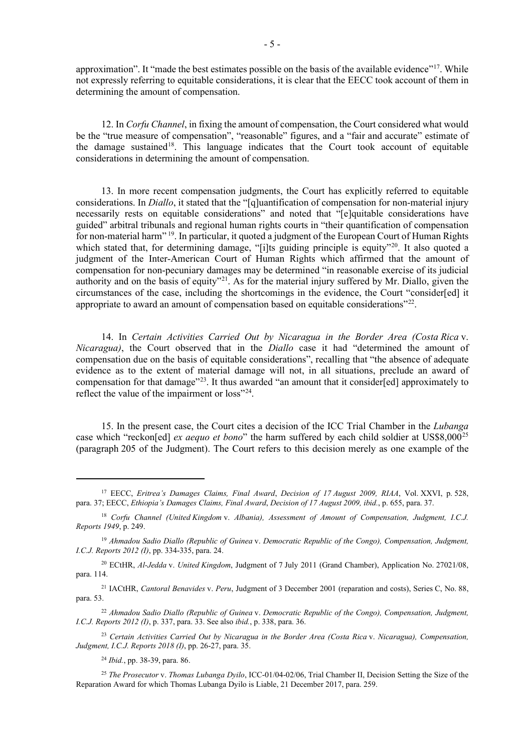approximation". It "made the best estimates possible on the basis of the available evidence"[17]. While not expressly referring to equitable considerations, it is clear that the EECC took account of them in determining the amount of compensation.

12. In *Corfu Channel*, in fixing the amount of compensation, the Court considered what would be the "true measure of compensation", "reasonable" figures, and a "fair and accurate" estimate of the damage sustained[18]. This language indicates that the Court took account of equitable considerations in determining the amount of compensation.

13. In more recent compensation judgments, the Court has explicitly referred to equitable considerations. In *Diallo*, it stated that the "[q]uantification of compensation for non-material injury necessarily rests on equitable considerations" and noted that "[e]quitable considerations have guided" arbitral tribunals and regional human rights courts in "their quantification of compensation for non-material harm"[19]. In particular, it quoted a judgment of the European Court of Human Rights which stated that, for determining damage, "[i]ts guiding principle is equity"[20]. It also quoted a judgment of the Inter-American Court of Human Rights which affirmed that the amount of compensation for non-pecuniary damages may be determined "in reasonable exercise of its judicial authority and on the basis of equity"[21]. As for the material injury suffered by Mr. Diallo, given the circumstances of the case, including the shortcomings in the evidence, the Court "consider[ed] it appropriate to award an amount of compensation based on equitable considerations"[22].

14. In *Certain Activities Carried Out by Nicaragua in the Border Area (Costa Rica* v. *Nicaragua)*, the Court observed that in the *Diallo* case it had "determined the amount of compensation due on the basis of equitable considerations", recalling that "the absence of adequate evidence as to the extent of material damage will not, in all situations, preclude an award of compensation for that damage"[23]. It thus awarded "an amount that it consider[ed] approximately to reflect the value of the impairment or loss"[24].

15. In the present case, the Court cites a decision of the ICC Trial Chamber in the *Lubanga* case which "reckon[ed] *ex aequo et bono*" the harm suffered by each child soldier at US$8,000[25] (paragraph 205 of the Judgment). The Court refers to this decision merely as one example of the

---

[17] EECC, *Eritrea's Damages Claims, Final Award*, *Decision of 17 August 2009, RIAA*, Vol. XXVI, p. 528, para. 37; EECC, *Ethiopia's Damages Claims, Final Award*, *Decision of 17 August 2009, ibid.*, p. 655, para. 37.

[18] *Corfu Channel (United Kingdom* v. *Albania), Assessment of Amount of Compensation, Judgment, I.C.J. Reports 1949*, p. 249.

[19] *Ahmadou Sadio Diallo (Republic of Guinea* v. *Democratic Republic of the Congo), Compensation, Judgment, I.C.J. Reports 2012 (I)*, pp. 334-335, para. 24.

[20] ECtHR, *Al-Jedda* v. *United Kingdom*, Judgment of 7 July 2011 (Grand Chamber), Application No. 27021/08, para. 114.

[21] IACtHR, *Cantoral Benavides* v. *Peru*, Judgment of 3 December 2001 (reparation and costs), Series C, No. 88, para. 53.

[22] *Ahmadou Sadio Diallo (Republic of Guinea* v. *Democratic Republic of the Congo), Compensation, Judgment, I.C.J. Reports 2012 (I)*, p. 337, para. 33. See also *ibid.*, p. 338, para. 36.

[23] *Certain Activities Carried Out by Nicaragua in the Border Area (Costa Rica* v. *Nicaragua), Compensation, Judgment, I.C.J. Reports 2018 (I)*, pp. 26-27, para. 35.

[24] *Ibid.*, pp. 38-39, para. 86.

[25] *The Prosecutor* v. *Thomas Lubanga Dyilo*, ICC-01/04-02/06, Trial Chamber II, Decision Setting the Size of the Reparation Award for which Thomas Lubanga Dyilo is Liable, 21 December 2017, para. 259.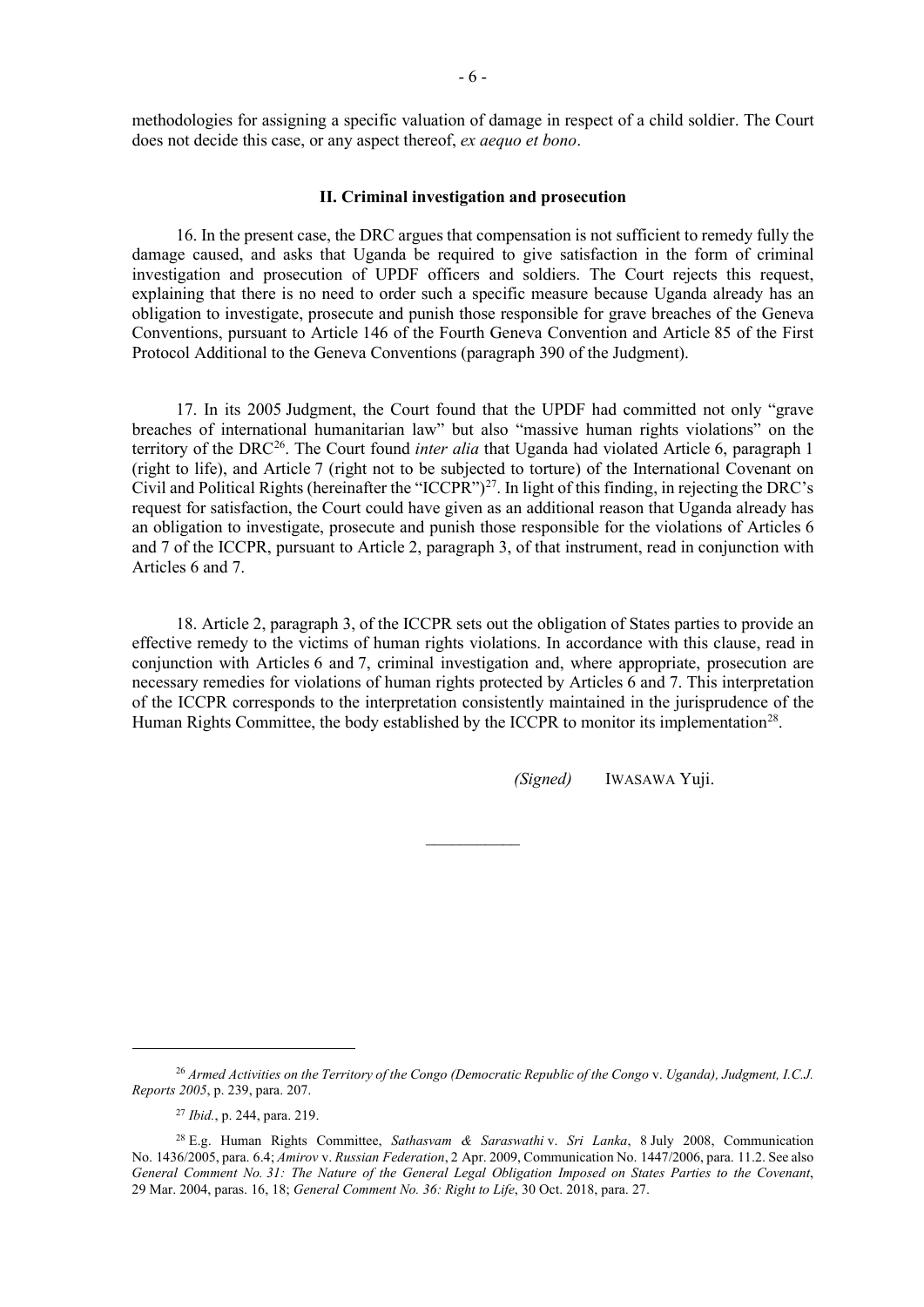methodologies for assigning a specific valuation of damage in respect of a child soldier. The Court does not decide this case, or any aspect thereof, *ex aequo et bono*.

## II. Criminal investigation and prosecution

16. In the present case, the DRC argues that compensation is not sufficient to remedy fully the damage caused, and asks that Uganda be required to give satisfaction in the form of criminal investigation and prosecution of UPDF officers and soldiers. The Court rejects this request, explaining that there is no need to order such a specific measure because Uganda already has an obligation to investigate, prosecute and punish those responsible for grave breaches of the Geneva Conventions, pursuant to Article 146 of the Fourth Geneva Convention and Article 85 of the First Protocol Additional to the Geneva Conventions (paragraph 390 of the Judgment).

17. In its 2005 Judgment, the Court found that the UPDF had committed not only "grave breaches of international humanitarian law" but also "massive human rights violations" on the territory of the DRC[26]. The Court found *inter alia* that Uganda had violated Article 6, paragraph 1 (right to life), and Article 7 (right not to be subjected to torture) of the International Covenant on Civil and Political Rights (hereinafter the "ICCPR")[27]. In light of this finding, in rejecting the DRC's request for satisfaction, the Court could have given as an additional reason that Uganda already has an obligation to investigate, prosecute and punish those responsible for the violations of Articles 6 and 7 of the ICCPR, pursuant to Article 2, paragraph 3, of that instrument, read in conjunction with Articles 6 and 7.

18. Article 2, paragraph 3, of the ICCPR sets out the obligation of States parties to provide an effective remedy to the victims of human rights violations. In accordance with this clause, read in conjunction with Articles 6 and 7, criminal investigation and, where appropriate, prosecution are necessary remedies for violations of human rights protected by Articles 6 and 7. This interpretation of the ICCPR corresponds to the interpretation consistently maintained in the jurisprudence of the Human Rights Committee, the body established by the ICCPR to monitor its implementation[28].

*(Signed)* IWASAWA Yuji.

___________

[26] *Armed Activities on the Territory of the Congo (Democratic Republic of the Congo* v. *Uganda), Judgment, I.C.J. Reports 2005*, p. 239, para. 207.

[27] *Ibid.*, p. 244, para. 219.

[28] E.g. Human Rights Committee, *Sathasvam & Saraswathi* v. *Sri Lanka*, 8 July 2008, Communication No. 1436/2005, para. 6.4; *Amirov* v. *Russian Federation*, 2 Apr. 2009, Communication No. 1447/2006, para. 11.2. See also *General Comment No. 31: The Nature of the General Legal Obligation Imposed on States Parties to the Covenant*, 29 Mar. 2004, paras. 16, 18; *General Comment No. 36: Right to Life*, 30 Oct. 2018, para. 27.